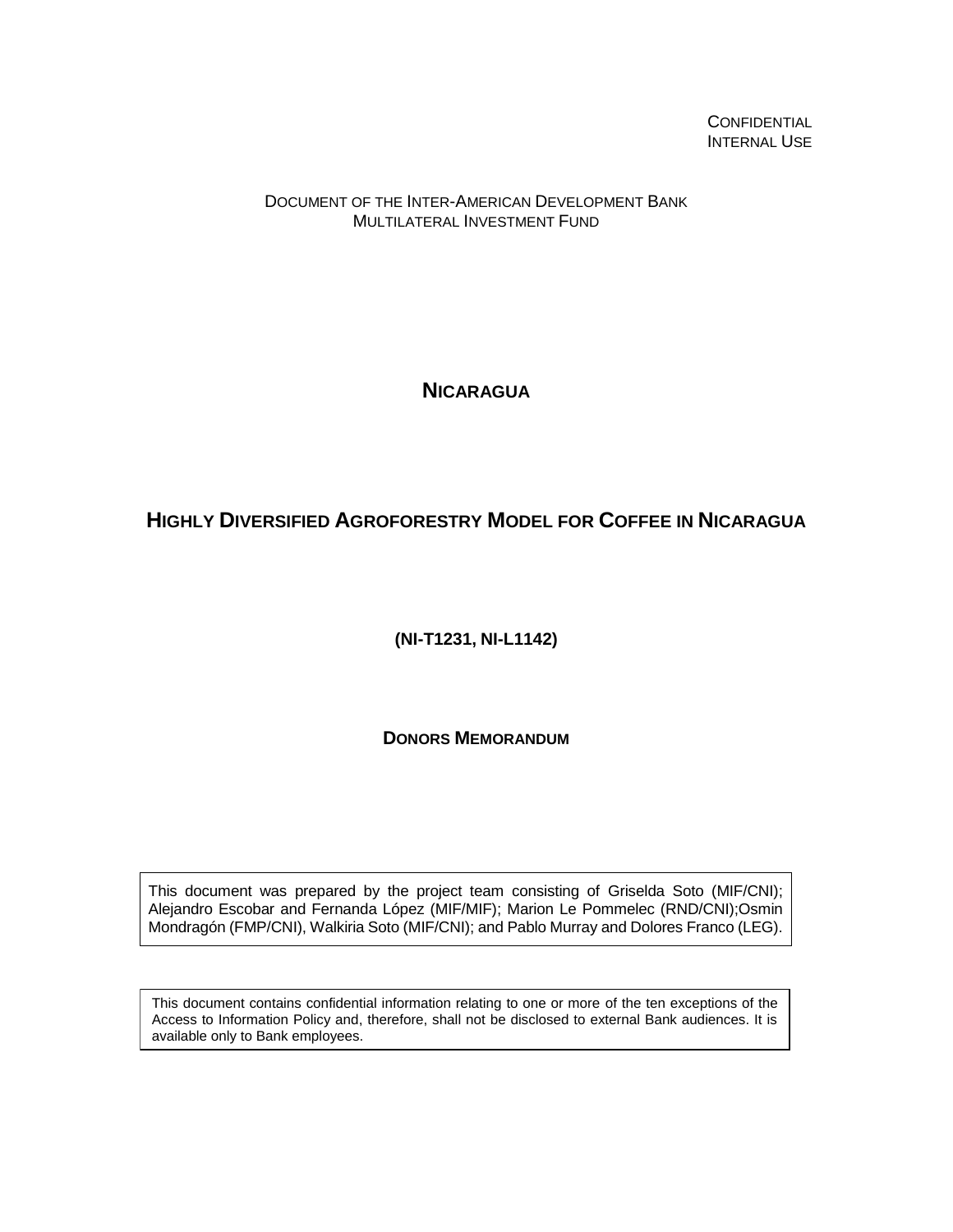CONFIDENTIAL
INTERNAL USE

DOCUMENT OF THE INTER-AMERICAN DEVELOPMENT BANK
MULTILATERAL INVESTMENT FUND

# NICARAGUA

# HIGHLY DIVERSIFIED AGROFORESTRY MODEL FOR COFFEE IN NICARAGUA

**(NI-T1231, NI-L1142)**

**DONORS MEMORANDUM**

This document was prepared by the project team consisting of Griselda Soto (MIF/CNI); Alejandro Escobar and Fernanda López (MIF/MIF); Marion Le Pommelec (RND/CNI);Osmin Mondragón (FMP/CNI), Walkiria Soto (MIF/CNI); and Pablo Murray and Dolores Franco (LEG).

This document contains confidential information relating to one or more of the ten exceptions of the Access to Information Policy and, therefore, shall not be disclosed to external Bank audiences. It is available only to Bank employees.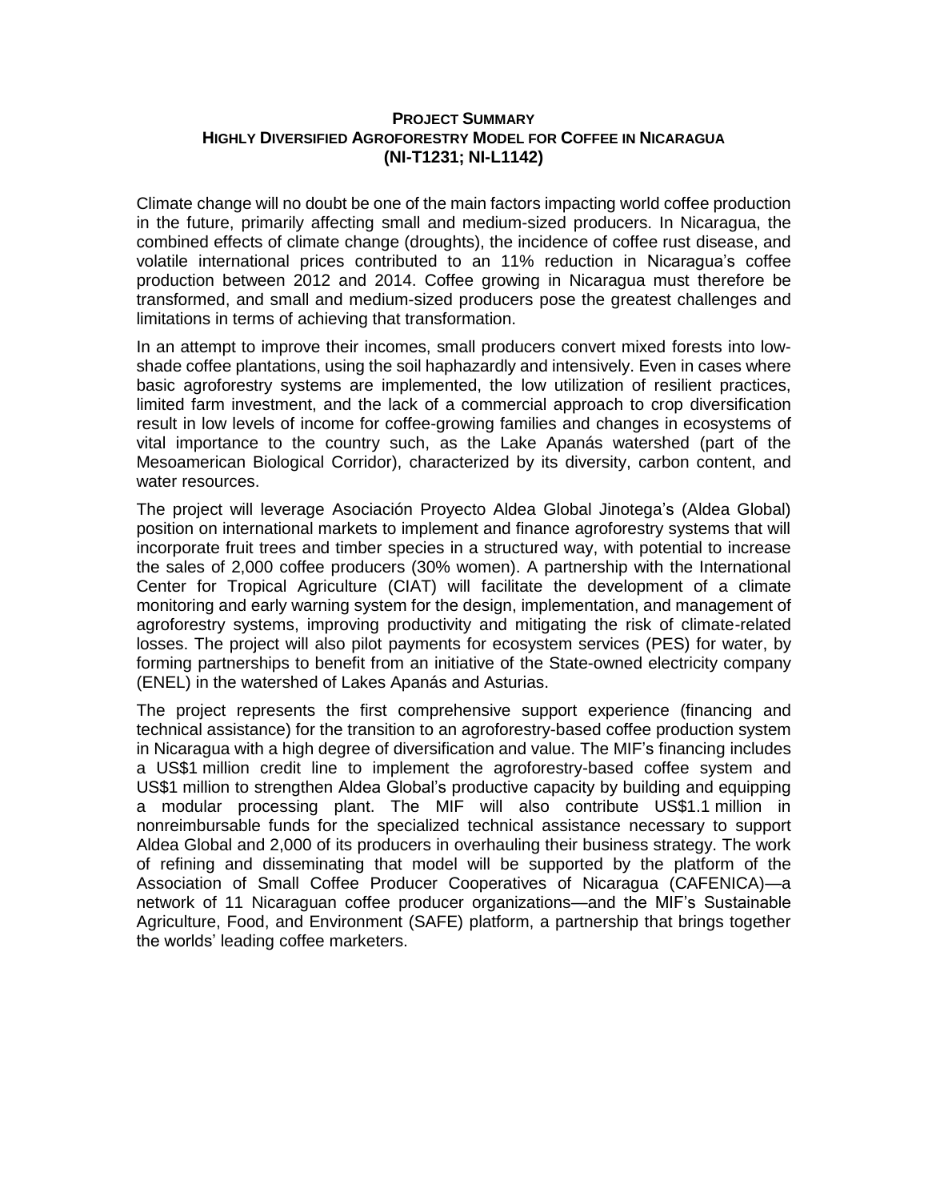# PROJECT SUMMARY
## HIGHLY DIVERSIFIED AGROFORESTRY MODEL FOR COFFEE IN NICARAGUA
## (NI-T1231; NI-L1142)

Climate change will no doubt be one of the main factors impacting world coffee production in the future, primarily affecting small and medium-sized producers. In Nicaragua, the combined effects of climate change (droughts), the incidence of coffee rust disease, and volatile international prices contributed to an 11% reduction in Nicaragua's coffee production between 2012 and 2014. Coffee growing in Nicaragua must therefore be transformed, and small and medium-sized producers pose the greatest challenges and limitations in terms of achieving that transformation.

In an attempt to improve their incomes, small producers convert mixed forests into low-shade coffee plantations, using the soil haphazardly and intensively. Even in cases where basic agroforestry systems are implemented, the low utilization of resilient practices, limited farm investment, and the lack of a commercial approach to crop diversification result in low levels of income for coffee-growing families and changes in ecosystems of vital importance to the country such, as the Lake Apanás watershed (part of the Mesoamerican Biological Corridor), characterized by its diversity, carbon content, and water resources.

The project will leverage Asociación Proyecto Aldea Global Jinotega's (Aldea Global) position on international markets to implement and finance agroforestry systems that will incorporate fruit trees and timber species in a structured way, with potential to increase the sales of 2,000 coffee producers (30% women). A partnership with the International Center for Tropical Agriculture (CIAT) will facilitate the development of a climate monitoring and early warning system for the design, implementation, and management of agroforestry systems, improving productivity and mitigating the risk of climate-related losses. The project will also pilot payments for ecosystem services (PES) for water, by forming partnerships to benefit from an initiative of the State-owned electricity company (ENEL) in the watershed of Lakes Apanás and Asturias.

The project represents the first comprehensive support experience (financing and technical assistance) for the transition to an agroforestry-based coffee production system in Nicaragua with a high degree of diversification and value. The MIF's financing includes a US$1 million credit line to implement the agroforestry-based coffee system and US$1 million to strengthen Aldea Global's productive capacity by building and equipping a modular processing plant. The MIF will also contribute US$1.1 million in nonreimbursable funds for the specialized technical assistance necessary to support Aldea Global and 2,000 of its producers in overhauling their business strategy. The work of refining and disseminating that model will be supported by the platform of the Association of Small Coffee Producer Cooperatives of Nicaragua (CAFENICA)—a network of 11 Nicaraguan coffee producer organizations—and the MIF's Sustainable Agriculture, Food, and Environment (SAFE) platform, a partnership that brings together the worlds' leading coffee marketers.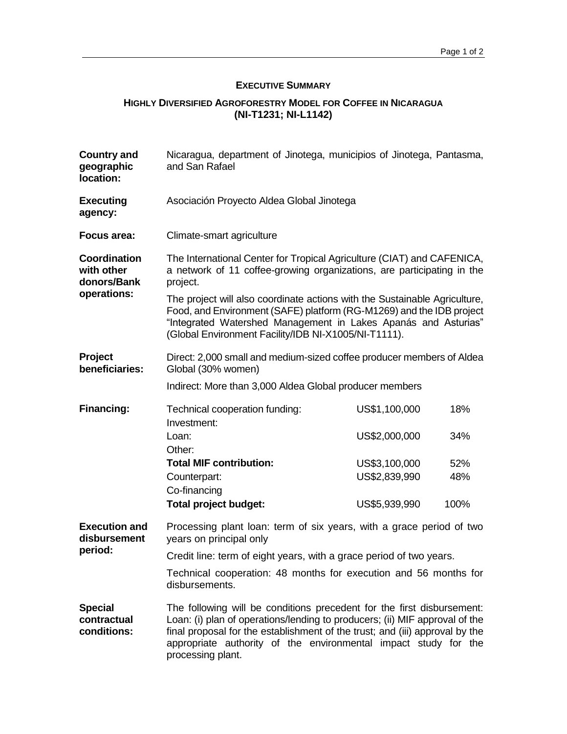## EXECUTIVE SUMMARY

## HIGHLY DIVERSIFIED AGROFORESTRY MODEL FOR COFFEE IN NICARAGUA (NI-T1231; NI-L1142)

| | |
|---|---|
| **Country and geographic location:** | Nicaragua, department of Jinotega, municipios of Jinotega, Pantasma, and San Rafael |
| **Executing agency:** | Asociación Proyecto Aldea Global Jinotega |
| **Focus area:** | Climate-smart agriculture |
| **Coordination with other donors/Bank operations:** | The International Center for Tropical Agriculture (CIAT) and CAFENICA, a network of 11 coffee-growing organizations, are participating in the project. <br><br> The project will also coordinate actions with the Sustainable Agriculture, Food, and Environment (SAFE) platform (RG-M1269) and the IDB project "Integrated Watershed Management in Lakes Apanás and Asturias" (Global Environment Facility/IDB NI-X1005/NI-T1111). |
| **Project beneficiaries:** | Direct: 2,000 small and medium-sized coffee producer members of Aldea Global (30% women) <br><br> Indirect: More than 3,000 Aldea Global producer members |

**Financing:**

| | | |
|---|---|---|
| Technical cooperation funding: | US$1,100,000 | 18% |
| Investment: | | |
| Loan: | US$2,000,000 | 34% |
| Other: | | |
| **Total MIF contribution:** | US$3,100,000 | 52% |
| Counterpart: | US$2,839,990 | 48% |
| Co-financing | | |
| **Total project budget:** | US$5,939,990 | 100% |

| | |
|---|---|
| **Execution and disbursement period:** | Processing plant loan: term of six years, with a grace period of two years on principal only <br><br> Credit line: term of eight years, with a grace period of two years. <br><br> Technical cooperation: 48 months for execution and 56 months for disbursements. |
| **Special contractual conditions:** | The following will be conditions precedent for the first disbursement: Loan: (i) plan of operations/lending to producers; (ii) MIF approval of the final proposal for the establishment of the trust; and (iii) approval by the appropriate authority of the environmental impact study for the processing plant. |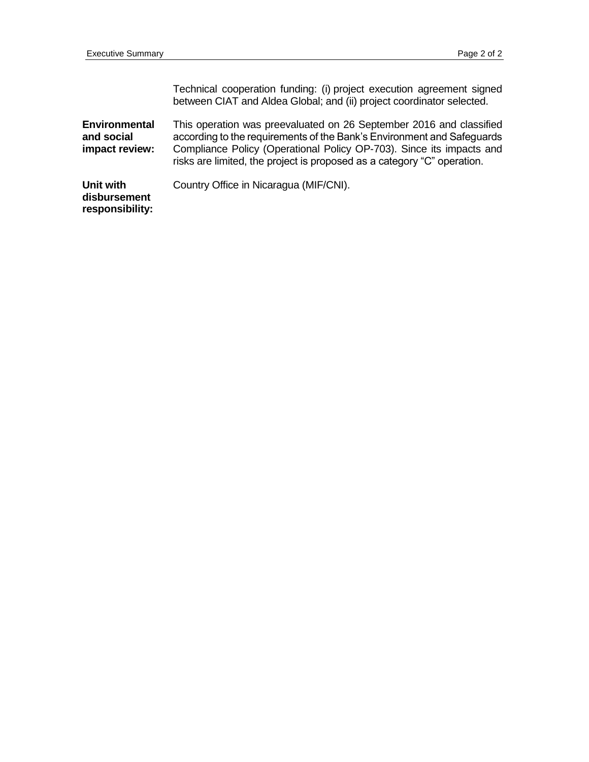| | |
|---|---|
| | Technical cooperation funding: (i) project execution agreement signed between CIAT and Aldea Global; and (ii) project coordinator selected. |
| **Environmental and social impact review:** | This operation was preevaluated on 26 September 2016 and classified according to the requirements of the Bank's Environment and Safeguards Compliance Policy (Operational Policy OP-703). Since its impacts and risks are limited, the project is proposed as a category "C" operation. |
| **Unit with disbursement responsibility:** | Country Office in Nicaragua (MIF/CNI). |